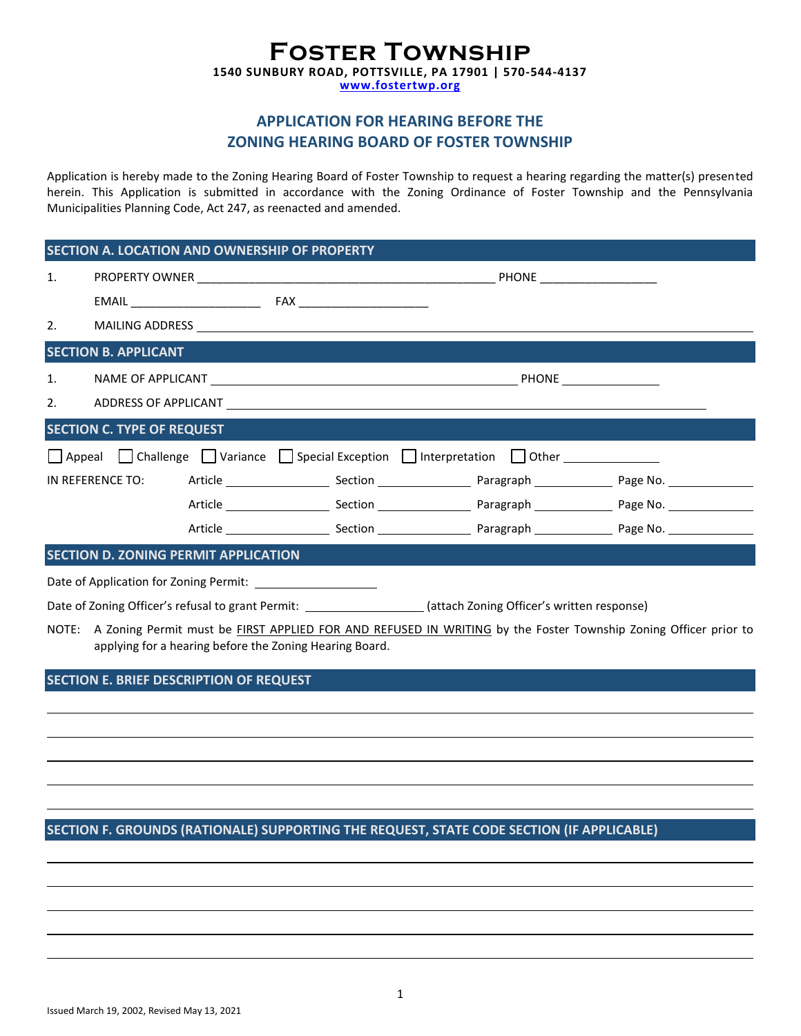# Foster Township

**1540 SUNBURY ROAD, POTTSVILLE, PA 17901 | 570-544-4137**

**www.fostertwp.org**

## APPLICATION FOR HEARING BEFORE THE ZONING HEARING BOARD OF FOSTER TOWNSHIP

Application is hereby made to the Zoning Hearing Board of Foster Township to request a hearing regarding the matter(s) presented herein. This Application is submitted in accordance with the Zoning Ordinance of Foster Township and the Pennsylvania Municipalities Planning Code, Act 247, as reenacted and amended.

### SECTION A. LOCATION AND OWNERSHIP OF PROPERTY

1. PROPERTY OWNER ______________________________________________ PHONE __________________

   EMAIL ____________________ FAX ____________________

2. MAILING ADDRESS ________________________________________________________________________

### SECTION B. APPLICANT

1. NAME OF APPLICANT ______________________________________________ PHONE _______________

2. ADDRESS OF APPLICANT ____________________________________________________________________

### SECTION C. TYPE OF REQUEST

☐ Appeal ☐ Challenge ☐ Variance ☐ Special Exception ☐ Interpretation ☐ Other _______________

IN REFERENCE TO:

Article ________________ Section ______________ Paragraph ____________ Page No. _____________

Article ________________ Section ______________ Paragraph ____________ Page No. _____________

Article ________________ Section ______________ Paragraph ____________ Page No. _____________

### SECTION D. ZONING PERMIT APPLICATION

Date of Application for Zoning Permit: __________________

Date of Zoning Officer's refusal to grant Permit: __________________ (attach Zoning Officer's written response)

NOTE: A Zoning Permit must be FIRST APPLIED FOR AND REFUSED IN WRITING by the Foster Township Zoning Officer prior to applying for a hearing before the Zoning Hearing Board.

### SECTION E. BRIEF DESCRIPTION OF REQUEST

________________________________________________________________________________________

________________________________________________________________________________________

________________________________________________________________________________________

________________________________________________________________________________________

________________________________________________________________________________________

### SECTION F. GROUNDS (RATIONALE) SUPPORTING THE REQUEST, STATE CODE SECTION (IF APPLICABLE)

________________________________________________________________________________________

________________________________________________________________________________________

________________________________________________________________________________________

________________________________________________________________________________________

________________________________________________________________________________________

Issued March 19, 2002, Revised May 13, 2021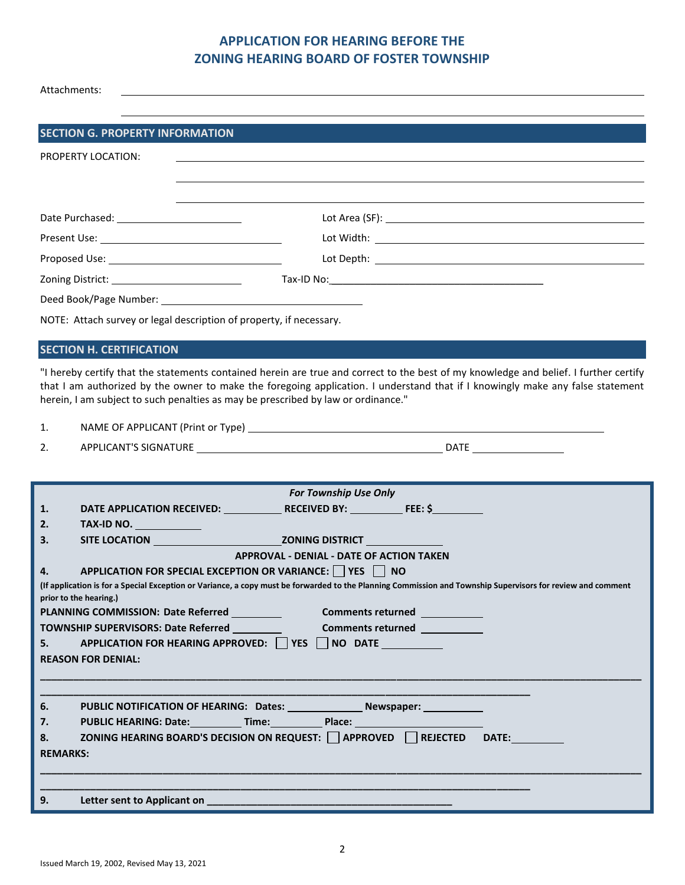## APPLICATION FOR HEARING BEFORE THE ZONING HEARING BOARD OF FOSTER TOWNSHIP

Attachments: ______________________________________________

______________________________________________

### SECTION G. PROPERTY INFORMATION

PROPERTY LOCATION: ______________________________________________

______________________________________________

______________________________________________

Date Purchased: ____________________ Lot Area (SF): ____________________

Present Use: ____________________ Lot Width: ____________________

Proposed Use: ____________________ Lot Depth: ____________________

Zoning District: ____________________ Tax-ID No: ____________________

Deed Book/Page Number: ____________________

NOTE: Attach survey or legal description of property, if necessary.

### SECTION H. CERTIFICATION

"I hereby certify that the statements contained herein are true and correct to the best of my knowledge and belief. I further certify that I am authorized by the owner to make the foregoing application. I understand that if I knowingly make any false statement herein, I am subject to such penalties as may be prescribed by law or ordinance."

1. NAME OF APPLICANT (Print or Type) ______________________________________________
2. APPLICANT'S SIGNATURE ______________________________ DATE ____________

---

*For Township Use Only*

**1. DATE APPLICATION RECEIVED:** __________ **RECEIVED BY:** __________ **FEE: $** __________

**2. TAX-ID NO.** __________

**3. SITE LOCATION** ____________________ **ZONING DISTRICT** __________

**APPROVAL - DENIAL - DATE OF ACTION TAKEN**

**4. APPLICATION FOR SPECIAL EXCEPTION OR VARIANCE:** ☐ **YES** ☐ **NO**

**(If application is for a Special Exception or Variance, a copy must be forwarded to the Planning Commission and Township Supervisors for review and comment prior to the hearing.)**

**PLANNING COMMISSION: Date Referred** __________ **Comments returned** __________

**TOWNSHIP SUPERVISORS: Date Referred** __________ **Comments returned** __________

**5. APPLICATION FOR HEARING APPROVED:** ☐ **YES** ☐ **NO DATE** __________

**REASON FOR DENIAL:**

______________________________________________

______________________________________________

**6. PUBLIC NOTIFICATION OF HEARING: Dates:** __________ **Newspaper:** __________

**7. PUBLIC HEARING: Date:** __________ **Time:** __________ **Place:** __________

**8. ZONING HEARING BOARD'S DECISION ON REQUEST:** ☐ **APPROVED** ☐ **REJECTED DATE:** __________

**REMARKS:**

______________________________________________

______________________________________________

**9. Letter sent to Applicant on** ______________________________________________

Issued March 19, 2002, Revised May 13, 2021